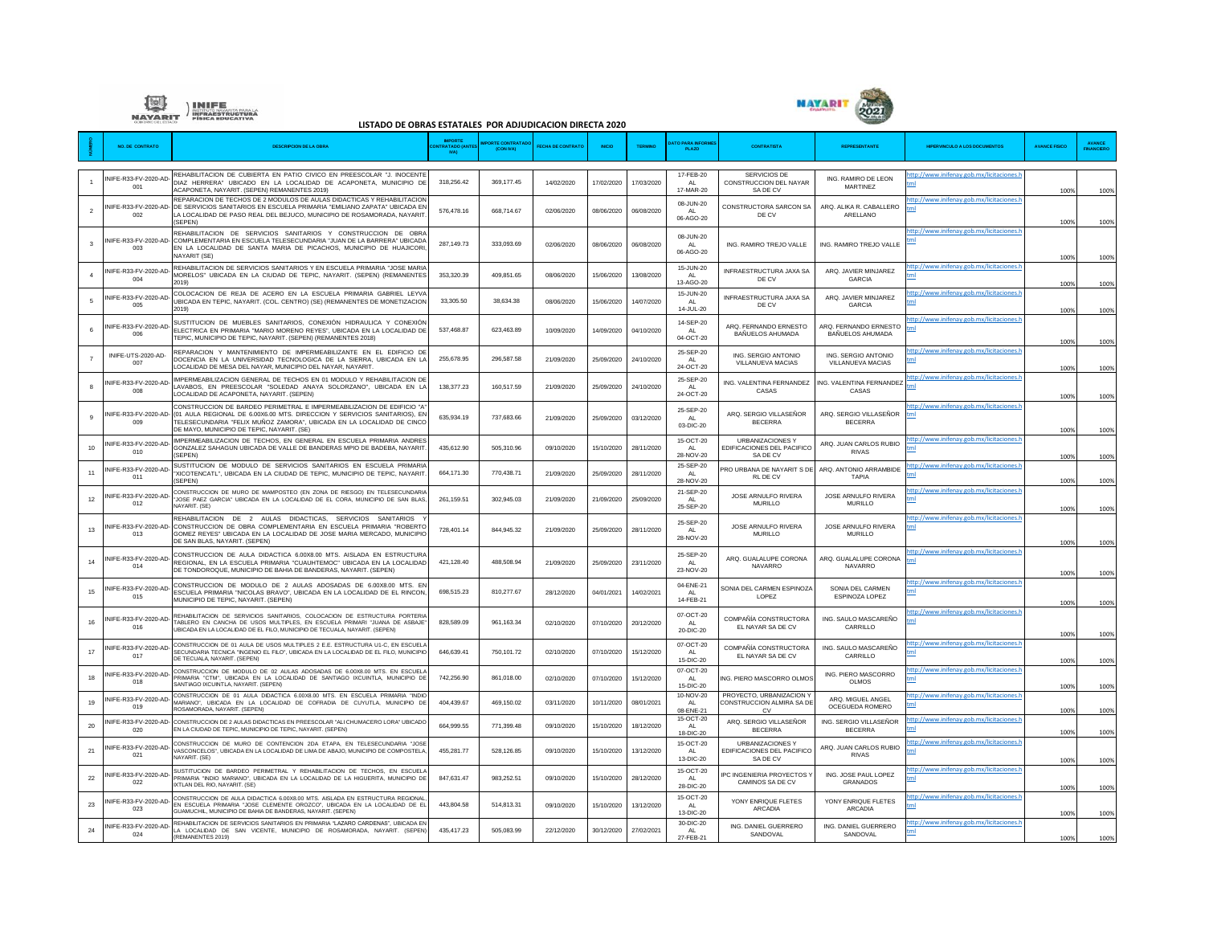# LISTADO DE OBRAS ESTATALES POR ADJUDICACION DIRECTA 2020

| NUMERO | NO. DE CONTRATO | DESCRIPCION DE LA OBRA | IMPORTE CONTRATADO (ANTES IVA) | IMPORTE CONTRATADO (CON IVA) | FECHA DE CONTRATO | INICIO | TERMINO | DATO PARA INFORMES PLAZO | CONTRATISTA | REPRESENTANTE | HIPERVINCULO A LOS DOCUMENTOS | AVANCE FISICO | AVANCE FINANCIERO |
|---|---|---|---|---|---|---|---|---|---|---|---|---|---|
| 1 | INIFE-R33-FV-2020-AD-001 | REHABILITACION DE CUBIERTA EN PATIO CIVICO EN PREESCOLAR "J. INOCENTE DIAZ HERRERA" UBICADO EN LA LOCALIDAD DE ACAPONETA, MUNICIPIO DE ACAPONETA, NAYARIT. (SEPEN) REMANENTES 2019) | 318,256.42 | 369,177.45 | 14/02/2020 | 17/02/2020 | 17/03/2020 | 17-FEB-20 AL 17-MAR-20 | SERVICIOS DE CONSTRUCCION DEL NAYAR SA DE CV | ING. RAMIRO DE LEON MARTINEZ | http://www.inifenay.gob.mx/licitaciones.html | 100% | 100% |
| 2 | INIFE-R33-FV-2020-AD-002 | REPARACION DE TECHOS DE 2 MODULOS DE AULAS DIDACTICAS Y REHABILITACION DE SERVICIOS SANITARIOS EN ESCUELA PRIMARIA "EMILIANO ZAPATA" UBICADA EN LA LOCALIDAD DE PASO REAL DEL BEJUCO, MUNICIPIO DE ROSAMORADA, NAYARIT. (SEPEN) | 576,478.16 | 668,714.67 | 02/06/2020 | 08/06/2020 | 06/08/2020 | 08-JUN-20 AL 06-AGO-20 | CONSTRUCTORA SARCON SA DE CV | ARQ. ALIKA R. CABALLERO ARELLANO | http://www.inifenay.gob.mx/licitaciones.html | 100% | 100% |
| 3 | INIFE-R33-FV-2020-AD-003 | REHABILITACION DE SERVICIOS SANITARIOS Y CONSTRUCCION DE OBRA COMPLEMENTARIA EN ESCUELA TELESECUNDARIA "JUAN DE LA BARRERA" UBICADA EN LA LOCALIDAD DE SANTA MARIA DE PICACHOS, MUNICIPIO DE HUAJICORI, NAYARIT (SE) | 287,149.73 | 333,093.69 | 02/06/2020 | 08/06/2020 | 06/08/2020 | 08-JUN-20 AL 06-AGO-20 | ING. RAMIRO TREJO VALLE | ING. RAMIRO TREJO VALLE | http://www.inifenay.gob.mx/licitaciones.html | 100% | 100% |
| 4 | INIFE-R33-FV-2020-AD-004 | REHABILITACION DE SERVICIOS SANITARIOS Y EN ESCUELA PRIMARIA "JOSE MARIA MORELOS" UBICADA EN LA CIUDAD DE TEPIC, NAYARIT. (SEPEN) (REMANENTES 2019) | 353,320.39 | 409,851.65 | 08/06/2020 | 15/06/2020 | 13/08/2020 | 15-JUN-20 AL 13-AGO-20 | INFRAESTRUCTURA JAXA SA DE CV | ARQ. JAVIER MINJAREZ GARCIA | http://www.inifenay.gob.mx/licitaciones.html | 100% | 100% |
| 5 | INIFE-R33-FV-2020-AD-005 | COLOCACION DE REJA DE ACERO EN LA ESCUELA PRIMARIA GABRIEL LEYVA UBICADA EN TEPIC, NAYARIT. (COL. CENTRO) (SE) (REMANENTES DE MONETIZACION 2019) | 33,305.50 | 38,634.38 | 08/06/2020 | 15/06/2020 | 14/07/2020 | 15-JUN-20 AL 14-JUL-20 | INFRAESTRUCTURA JAXA SA DE CV | ARQ. JAVIER MINJAREZ GARCIA | http://www.inifenay.gob.mx/licitaciones.html | 100% | 100% |
| 6 | INIFE-R33-FV-2020-AD-006 | SUSTITUCION DE MUEBLES SANITARIOS, CONEXIÓN HIDRAULICA Y CONEXIÓN ELECTRICA EN PRIMARIA "MARIO MORENO REYES", UBICADA EN LA LOCALIDAD DE TEPIC, MUNICIPIO DE TEPIC, NAYARIT. (SEPEN) (REMANENTES 2018) | 537,468.87 | 623,463.89 | 10/09/2020 | 14/09/2020 | 04/10/2020 | 14-SEP-20 AL 04-OCT-20 | ARQ. FERNANDO ERNESTO BAÑUELOS AHUMADA | ARQ. FERNANDO ERNESTO BAÑUELOS AHUMADA | http://www.inifenay.gob.mx/licitaciones.html | 100% | 100% |
| 7 | INIFE-UTS-2020-AD-007 | REPARACION Y MANTENIMIENTO DE IMPERMEABILIZANTE EN EL EDIFICIO DE DOCENCIA EN LA UNIVERSIDAD TECNOLOGICA DE LA SIERRA, UBICADA EN LA LOCALIDAD DE MESA DEL NAYAR, MUNICIPIO DEL NAYAR, NAYARIT. | 255,678.95 | 296,587.58 | 21/09/2020 | 25/09/2020 | 24/10/2020 | 25-SEP-20 AL 24-OCT-20 | ING. SERGIO ANTONIO VILLANUEVA MACIAS | ING. SERGIO ANTONIO VILLANUEVA MACIAS | http://www.inifenay.gob.mx/licitaciones.html | 100% | 100% |
| 8 | INIFE-R33-FV-2020-AD-008 | IMPERMEABILIZACION GENERAL DE TECHOS EN 01 MODULO Y REHABILITACION DE LAVABOS, EN PREESCOLAR "SOLEDAD ANAYA SOLORZANO", UBICADA EN LA LOCALIDAD DE ACAPONETA, NAYARIT. (SEPEN) | 138,377.23 | 160,517.59 | 21/09/2020 | 25/09/2020 | 24/10/2020 | 25-SEP-20 AL 24-OCT-20 | ING. VALENTINA FERNANDEZ CASAS | ING. VALENTINA FERNANDEZ CASAS | http://www.inifenay.gob.mx/licitaciones.html | 100% | 100% |
| 9 | INIFE-R33-FV-2020-AD-009 | CONSTRUCCION DE BARDEO PERIMETRAL E IMPERMEABILIZACION DE EDIFICIO "A" (01 AULA REGIONAL DE 6.00X6.00 MTS. DIRECCION Y SERVICIOS SANITARIOS), EN TELESECUNDARIA "FELIX MUÑOZ ZAMORA", UBICADA EN LA LOCALIDAD DE CINCO DE MAYO, MUNICIPIO DE TEPIC, NAYARIT. (SE) | 635,934.19 | 737,683.66 | 21/09/2020 | 25/09/2020 | 03/12/2020 | 25-SEP-20 AL 03-DIC-20 | ARQ. SERGIO VILLASEÑOR BECERRA | ARQ. SERGIO VILLASEÑOR BECERRA | http://www.inifenay.gob.mx/licitaciones.html | 100% | 100% |
| 10 | INIFE-R33-FV-2020-AD-010 | IMPERMEABILIZACION DE TECHOS, EN GENERAL EN ESCUELA PRIMARIA ANDRES GONZALEZ SAHAGUN UBICADA DE VALLE DE BANDERAS MPIO DE BADEBA, NAYARIT. (SEPEN) | 435,612.90 | 505,310.96 | 09/10/2020 | 15/10/2020 | 28/11/2020 | 15-OCT-20 AL 28-NOV-20 | URBANIZACIONES Y EDIFICACIONES DEL PACIFICO SA DE CV | ARQ. JUAN CARLOS RUBIO RIVAS | http://www.inifenay.gob.mx/licitaciones.html | 100% | 100% |
| 11 | INIFE-R33-FV-2020-AD-011 | SUSTITUCION DE MODULO DE SERVICIOS SANITARIOS EN ESCUELA PRIMARIA "XICOTENCATL", UBICADA EN LA CIUDAD DE TEPIC, MUNICIPIO DE TEPIC, NAYARIT. (SEPEN) | 664,171.30 | 770,438.71 | 21/09/2020 | 25/09/2020 | 28/11/2020 | 25-SEP-20 AL 28-NOV-20 | PRO URBANA DE NAYARIT S DE RL DE CV | ARQ. ANTONIO ARRAMBIDE TAPIA | http://www.inifenay.gob.mx/licitaciones.html | 100% | 100% |
| 12 | INIFE-R33-FV-2020-AD-012 | CONSTRUCCION DE MURO DE MAMPOSTEO (EN ZONA DE RIESGO) EN TELESECUNDARIA "JOSE PAEZ GARCIA" UBICADA EN LA LOCALIDAD DE EL CORA, MUNICIPIO DE SAN BLAS, NAYARIT. (SE) | 261,159.51 | 302,945.03 | 21/09/2020 | 21/09/2020 | 25/09/2020 | 21-SEP-20 AL 25-SEP-20 | JOSE ARNULFO RIVERA MURILLO | JOSE ARNULFO RIVERA MURILLO | http://www.inifenay.gob.mx/licitaciones.html | 100% | 100% |
| 13 | INIFE-R33-FV-2020-AD-013 | REHABILITACION DE 2 AULAS DIDACTICAS, SERVICIOS SANITARIOS Y CONSTRUCCION DE OBRA COMPLEMENTARIA EN ESCUELA PRIMARIA "ROBERTO GOMEZ REYES" UBICADA EN LA LOCALIDAD DE JOSE MARIA MERCADO, MUNICIPIO DE SAN BLAS, NAYARIT. (SEPEN) | 728,401.14 | 844,945.32 | 21/09/2020 | 25/09/2020 | 28/11/2020 | 25-SEP-20 AL 28-NOV-20 | JOSE ARNULFO RIVERA MURILLO | JOSE ARNULFO RIVERA MURILLO | http://www.inifenay.gob.mx/licitaciones.html | 100% | 100% |
| 14 | INIFE-R33-FV-2020-AD-014 | CONSTRUCCION DE AULA DIDACTICA 6.00X8.00 MTS. AISLADA EN ESTRUCTURA REGIONAL, EN LA ESCUELA PRIMARIA "CUAUHTEMOC" UBICADA EN LA LOCALIDAD DE TONDOROQUE, MUNICIPIO DE BAHIA DE BANDERAS, NAYARIT. (SEPEN) | 421,128.40 | 488,508.94 | 21/09/2020 | 25/09/2020 | 23/11/2020 | 25-SEP-20 AL 23-NOV-20 | ARQ. GUALALUPE CORONA NAVARRO | ARQ. GUALALUPE CORONA NAVARRO | http://www.inifenay.gob.mx/licitaciones.html | 100% | 100% |
| 15 | INIFE-R33-FV-2020-AD-015 | CONSTRUCCION DE MODULO DE 2 AULAS ADOSADAS DE 6.00X8.00 MTS. EN ESCUELA PRIMARIA "NICOLAS BRAVO", UBICADA EN LA LOCALIDAD DE EL RINCON, MUNICIPIO DE TEPIC, NAYARIT. (SEPEN) | 698,515.23 | 810,277.67 | 28/12/2020 | 04/01/2021 | 14/02/2021 | 04-ENE-21 AL 14-FEB-21 | SONIA DEL CARMEN ESPINOZA LOPEZ | SONIA DEL CARMEN ESPINOZA LOPEZ | http://www.inifenay.gob.mx/licitaciones.html | 100% | 100% |
| 16 | INIFE-R33-FV-2020-AD-016 | REHABILITACION DE SERVICIOS SANITARIOS, COLOCACION DE ESTRUCTURA PORTERIA TABLERO EN CANCHA DE USOS MULTIPLES, EN ESCUELA PRIMARI "JUANA DE ASBAJE" UBICADA EN LA LOCALIDAD DE EL FILO, MUNICIPIO DE TECUALA, NAYARIT. (SEPEN) | 828,589.09 | 961,163.34 | 02/10/2020 | 07/10/2020 | 20/12/2020 | 07-OCT-20 AL 20-DIC-20 | COMPAÑÍA CONSTRUCTORA EL NAYAR SA DE CV | ING. SAULO MASCAREÑO CARRILLO | http://www.inifenay.gob.mx/licitaciones.html | 100% | 100% |
| 17 | INIFE-R33-FV-2020-AD-017 | CONSTRUCCION DE 01 AULA DE USOS MULTIPLES 2 E.E. ESTRUCTURA U1-C, EN ESCUELA SECUNDARIA TECNICA "INGENIO EL FILO", UBICADA EN LA LOCALIDAD DE EL FILO, MUNICIPIO DE TECUALA, NAYARIT. (SEPEN) | 646,639.41 | 750,101.72 | 02/10/2020 | 07/10/2020 | 15/12/2020 | 07-OCT-20 AL 15-DIC-20 | COMPAÑÍA CONSTRUCTORA EL NAYAR SA DE CV | ING. SAULO MASCAREÑO CARRILLO | http://www.inifenay.gob.mx/licitaciones.html | 100% | 100% |
| 18 | INIFE-R33-FV-2020-AD-018 | CONSTRUCCION DE MODULO DE 02 AULAS ADOSADAS DE 6.00X8.00 MTS. EN ESCUELA PRIMARIA "CTM", UBICADA EN LA LOCALIDAD DE SANTIAGO IXCUINTLA, MUNICIPIO DE SANTIAGO IXCUINTLA, NAYARIT. (SEPEN) | 742,256.90 | 861,018.00 | 02/10/2020 | 07/10/2020 | 15/12/2020 | 07-OCT-20 AL 15-DIC-20 | ING. PIERO MASCORRO OLMOS | ING. PIERO MASCORRO OLMOS | http://www.inifenay.gob.mx/licitaciones.html | 100% | 100% |
| 19 | INIFE-R33-FV-2020-AD-019 | CONSTRUCCION DE 01 AULA DIDACTICA 6.00X8.00 MTS. EN ESCUELA PRIMARIA "INDIO MARIANO", UBICADA EN LA LOCALIDAD DE COFRADIA DE CUYUTLA, MUNICIPIO DE ROSAMORADA, NAYARIT. (SEPEN) | 404,439.67 | 469,150.02 | 03/11/2020 | 10/11/2020 | 08/01/2021 | 10-NOV-20 AL 08-ENE-21 | PROYECTO, URBANIZACION Y CONSTRUCCION ALMIRA SA DE CV | ARQ. MIGUEL ANGEL OCEGUEDA ROMERO | http://www.inifenay.gob.mx/licitaciones.html | 100% | 100% |
| 20 | INIFE-R33-FV-2020-AD-020 | CONSTRUCCION DE 2 AULAS DIDACTICAS EN PREESCOLAR "ALI CHUMACERO LORA" UBICADO EN LA CIUDAD DE TEPIC, MUNICIPIO DE TEPIC, NAYARIT. (SEPEN) | 664,999.55 | 771,399.48 | 09/10/2020 | 15/10/2020 | 18/12/2020 | 15-OCT-20 AL 18-DIC-20 | ARQ. SERGIO VILLASEÑOR BECERRA | ING. SERGIO VILLASEÑOR BECERRA | http://www.inifenay.gob.mx/licitaciones.html | 100% | 100% |
| 21 | INIFE-R33-FV-2020-AD-021 | CONSTRUCCION DE MURO DE CONTENCION 2DA ETAPA, EN TELESECUNDARIA "JOSE VASCONCELOS", UBICADA EN LA LOCALIDAD DE LIMA DE ABAJO, MUNICIPIO DE COMPOSTELA, NAYARIT. (SE) | 455,281.77 | 528,126.85 | 09/10/2020 | 15/10/2020 | 13/12/2020 | 15-OCT-20 AL 13-DIC-20 | URBANIZACIONES Y EDIFICACIONES DEL PACIFICO SA DE CV | ARQ. JUAN CARLOS RUBIO RIVAS | http://www.inifenay.gob.mx/licitaciones.html | 100% | 100% |
| 22 | INIFE-R33-FV-2020-AD-022 | SUSTITUCION DE BARDEO PERIMETRAL Y REHABILITACION DE TECHOS, EN ESCUELA PRIMARIA "INDIO MARIANO", UBICADA EN LA LOCALIDAD DE LA HIGUERITA, MUNICIPIO DE IXTLAN DEL RIO, NAYARIT. (SE) | 847,631.47 | 983,252.51 | 09/10/2020 | 15/10/2020 | 28/12/2020 | 15-OCT-20 AL 28-DIC-20 | IPC INGENIERIA PROYECTOS Y CAMINOS SA DE CV | ING. JOSE PAUL LOPEZ GRANADOS | http://www.inifenay.gob.mx/licitaciones.html | 100% | 100% |
| 23 | INIFE-R33-FV-2020-AD-023 | CONSTRUCCION DE AULA DIDACTICA 6.00X8.00 MTS. AISLADA EN ESTRUCTURA REGIONAL, EN ESCUELA PRIMARIA "JOSE CLEMENTE OROZCO", UBICADA EN LA LOCALIDAD DE EL GUAMUCHIL, MUNICIPIO DE BAHIA DE BANDERAS, NAYARIT. (SEPEN) | 443,804.58 | 514,813.31 | 09/10/2020 | 15/10/2020 | 13/12/2020 | 15-OCT-20 AL 13-DIC-20 | YONY ENRIQUE FLETES ARCADIA | YONY ENRIQUE FLETES ARCADIA | http://www.inifenay.gob.mx/licitaciones.html | 100% | 100% |
| 24 | INIFE-R33-FV-2020-AD-024 | REHABILITACION DE SERVICIOS SANITARIOS EN PRIMARIA "LAZARO CARDENAS", UBICADA EN LA LOCALIDAD DE SAN VICENTE, MUNICIPIO DE ROSAMORADA, NAYARIT. (SEPEN) (REMANENTES 2019) | 435,417.23 | 505,083.99 | 22/12/2020 | 30/12/2020 | 27/02/2021 | 30-DIC-20 AL 27-FEB-21 | ING. DANIEL GUERRERO SANDOVAL | ING. DANIEL GUERRERO SANDOVAL | http://www.inifenay.gob.mx/licitaciones.html | 100% | 100% |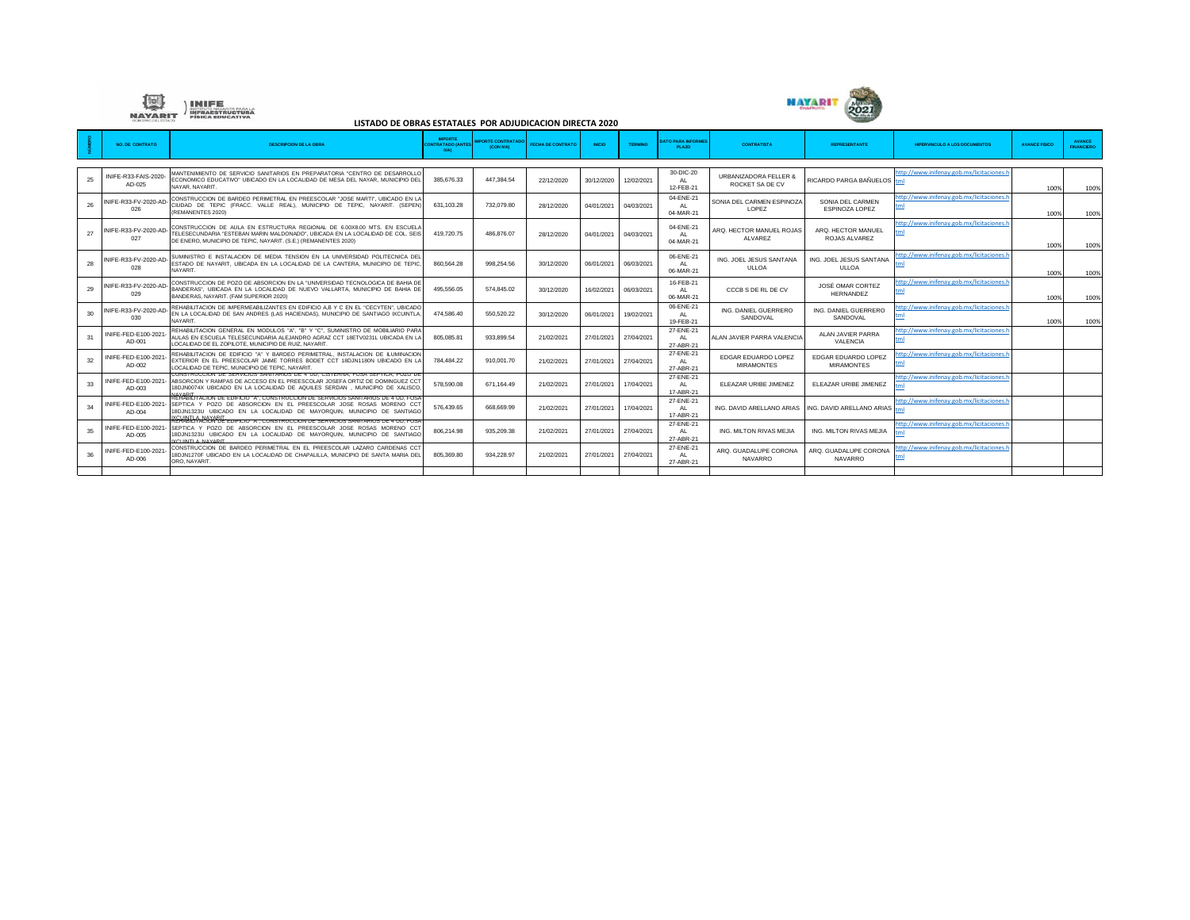# LISTADO DE OBRAS ESTATALES POR ADJUDICACION DIRECTA 2020

| NUMERO | NO. DE CONTRATO | DESCRIPCION DE LA OBRA | IMPORTE CONTRATADO (ANTES IVA) | IMPORTE CONTRATADO (CON IVA) | FECHA DE CONTRATO | INICIO | TERMINO | DATO PARA INFORMES PLAZO | CONTRATISTA | REPRESENTANTE | HIPERVINCULO A LOS DOCUMENTOS | AVANCE FISICO | AVANCE FINANCIERO |
|---|---|---|---|---|---|---|---|---|---|---|---|---|---|
| 25 | INIFE-R33-FAIS-2020-AD-025 | MANTENIMENTO DE SERVICIO SANITARIOS EN PREPARATORIA "CENTRO DE DESARROLLO ECONOMICO EDUCATIVO" UBICADO EN LA LOCALIDAD DE MESA DEL NAYAR, MUNICIPIO DEL NAYAR, NAYARIT. | 385,676.33 | 447,384.54 | 22/12/2020 | 30/12/2020 | 12/02/2021 | 30-DIC-20 AL 12-FEB-21 | URBANIZADORA FELLER & ROCKET SA DE CV | RICARDO PARGA BAÑUELOS | http://www.inifenay.gob.mx/licitaciones.html | 100% | 100% |
| 26 | INIFE-R33-FV-2020-AD-026 | CONSTRUCCION DE BARDEO PERIMETRAL EN PREESCOLAR "JOSE MARTI", UBICADO EN LA CIUDAD DE TEPIC (FRACC. VALLE REAL), MUNICIPIO DE TEPIC, NAYARIT. (SEPEN) (REMANENTES 2020) | 631,103.28 | 732,079.80 | 28/12/2020 | 04/01/2021 | 04/03/2021 | 04-ENE-21 AL 04-MAR-21 | SONIA DEL CARMEN ESPINOZA LOPEZ | SONIA DEL CARMEN ESPINOZA LOPEZ | http://www.inifenay.gob.mx/licitaciones.html | 100% | 100% |
| 27 | INIFE-R33-FV-2020-AD-027 | CONSTRUCCION DE AULA EN ESTRUCTURA REGIONAL DE 6.00X8.00 MTS. EN ESCUELA TELESECUNDARIA "ESTEBAN MARIN MALDONADO", UBICADA EN LA LOCALIDAD DE COL. SEIS DE ENERO, MUNICIPIO DE TEPIC, NAYARIT. (S.E.) (REMANENTES 2020) | 419,720.75 | 486,876.07 | 28/12/2020 | 04/01/2021 | 04/03/2021 | 04-ENE-21 AL 04-MAR-21 | ARQ. HECTOR MANUEL ROJAS ALVAREZ | ARQ. HECTOR MANUEL ROJAS ALVAREZ | http://www.inifenay.gob.mx/licitaciones.html | 100% | 100% |
| 28 | INIFE-R33-FV-2020-AD-028 | SUMINISTRO E INSTALACION DE MEDIA TENSION EN LA UNIVERSIDAD POLITECNICA DEL ESTADO DE NAYARIT, UBICADA EN LA LOCALIDAD DE LA CANTERA, MUNICIPIO DE TEPIC, NAYARIT. | 860,564.28 | 998,254.56 | 30/12/2020 | 06/01/2021 | 06/03/2021 | 06-ENE-21 AL 06-MAR-21 | ING. JOEL JESUS SANTANA ULLOA | ING. JOEL JESUS SANTANA ULLOA | http://www.inifenay.gob.mx/licitaciones.html | 100% | 100% |
| 29 | INIFE-R33-FV-2020-AD-029 | CONSTRUCCION DE POZO DE ABSORCION EN LA "UNIVERSIDAD TECNOLOGICA DE BAHIA DE BANDERAS", UBICADA EN LA LOCALIDAD DE NUEVO VALLARTA, MUNICIPIO DE BAHIA DE BANDERAS, NAYARIT. (FAM SUPERIOR 2020) | 495,556.05 | 574,845.02 | 30/12/2020 | 16/02/2021 | 06/03/2021 | 16-FEB-21 AL 06-MAR-21 | CCCB S DE RL DE CV | JOSÉ OMAR CORTEZ HERNANDEZ | http://www.inifenay.gob.mx/licitaciones.html | 100% | 100% |
| 30 | INIFE-R33-FV-2020-AD-030 | REHABILITACION DE IMPERMEABILIZANTES EN EDIFICIO A,B Y C EN EL "CECYTEN", UBICADO EN LA LOCALIDAD DE SAN ANDRES (LAS HACIENDAS), MUNICIPIO DE SANTIAGO IXCUINTLA, NAYARIT. | 474,586.40 | 550,520.22 | 30/12/2020 | 06/01/2021 | 19/02/2021 | 06-ENE-21 AL 19-FEB-21 | ING. DANIEL GUERRERO SANDOVAL | ING. DANIEL GUERRERO SANDOVAL | http://www.inifenay.gob.mx/licitaciones.html | 100% | 100% |
| 31 | INIFE-FED-E100-2021-AD-001 | REHABILITACION GENERAL EN MODULOS "A", "B" Y "C", SUMINISTRO DE MOBILIARIO PARA AULAS EN ESCUELA TELESECUNDARIA ALEJANDRO AGRAZ CCT 18ETV0231L UBICADA EN LA LOCALIDAD DE EL ZOPILOTE, MUNICIPIO DE RUIZ, NAYARIT. | 805,085.81 | 933,899.54 | 21/02/2021 | 27/01/2021 | 27/04/2021 | 27-ENE-21 AL 27-ABR-21 | ALAN JAVIER PARRA VALENCIA | ALAN JAVIER PARRA VALENCIA | http://www.inifenay.gob.mx/licitaciones.html | | |
| 32 | INIFE-FED-E100-2021-AD-002 | REHABILITACION DE EDIFICIO "A" Y BARDEO PERIMETRAL, INSTALACION DE ILUMINACION EXTERIOR EN EL PREESCOLAR JAIME TORRES BODET CCT 18DJN1180N UBICADO EN LA LOCALIDAD DE TEPIC, MUNICIPIO DE TEPIC, NAYARIT. | 784,484.22 | 910,001.70 | 21/02/2021 | 27/01/2021 | 27/04/2021 | 27-ENE-21 AL 27-ABR-21 | EDGAR EDUARDO LOPEZ MIRAMONTES | EDGAR EDUARDO LOPEZ MIRAMONTES | http://www.inifenay.gob.mx/licitaciones.html | | |
| 33 | INIFE-FED-E100-2021-AD-003 | CONSTRUCCION DE SERVICIOS SANITARIOS DE 4 UD, CISTERNA, FOSA SEPTICA, POZO DE ABSORCION Y RAMPAS DE ACCESO EN EL PREESCOLAR JOSEFA ORTIZ DE DOMINGUEZ CCT 18DJN0074X UBICADO EN LA LOCALIDAD DE AQUILES SERDAN , MUNICIPIO DE XALISCO, NAYARIT. | 578,590.08 | 671,164.49 | 21/02/2021 | 27/01/2021 | 17/04/2021 | 27-ENE-21 AL 17-ABR-21 | ELEAZAR URIBE JIMENEZ | ELEAZAR URIBE JIMENEZ | http://www.inifenay.gob.mx/licitaciones.html | | |
| 34 | INIFE-FED-E100-2021-AD-004 | REHABILITACION DE EDIFICIO "A", CONSTRUCCION DE SERVICIOS SANITARIOS DE 4 UD, FOSA SEPTICA Y POZO DE ABSORCION EN EL PREESCOLAR JOSE ROSAS MORENO CCT 18DJN1323U UBICADO EN LA LOCALIDAD DE MAYORQUIN, MUNICIPIO DE SANTIAGO IXCUINTLA, NAYARIT. | 576,439.65 | 668,669.99 | 21/02/2021 | 27/01/2021 | 17/04/2021 | 27-ENE-21 AL 17-ABR-21 | ING. DAVID ARELLANO ARIAS | ING. DAVID ARELLANO ARIAS | http://www.inifenay.gob.mx/licitaciones.html | | |
| 35 | INIFE-FED-E100-2021-AD-005 | REHABILITACION DE EDIFICIO "A", CONSTRUCCION DE SERVICIOS SANITARIOS DE 4 UD, FOSA SEPTICA Y POZO DE ABSORCION EN EL PREESCOLAR JOSE ROSAS MORENO CCT 18DJN1323U UBICADO EN LA LOCALIDAD DE MAYORQUIN, MUNICIPIO DE SANTIAGO IXCUINTLA, NAYARIT. | 806,214.98 | 935,209.38 | 21/02/2021 | 27/01/2021 | 27/04/2021 | 27-ENE-21 AL 27-ABR-21 | ING. MILTON RIVAS MEJIA | ING. MILTON RIVAS MEJIA | http://www.inifenay.gob.mx/licitaciones.html | | |
| 36 | INIFE-FED-E100-2021-AD-006 | CONSTRUCCION DE BARDEO PERIMETRAL EN EL PREESCOLAR LAZARO CARDENAS CCT 18DJN1270F UBICADO EN LA LOCALIDAD DE CHAPALILLA, MUNICIPIO DE SANTA MARIA DEL ORO, NAYARIT. | 805,369.80 | 934,228.97 | 21/02/2021 | 27/01/2021 | 27/04/2021 | 27-ENE-21 AL 27-ABR-21 | ARQ. GUADALUPE CORONA NAVARRO | ARQ. GUADALUPE CORONA NAVARRO | http://www.inifenay.gob.mx/licitaciones.html | | |